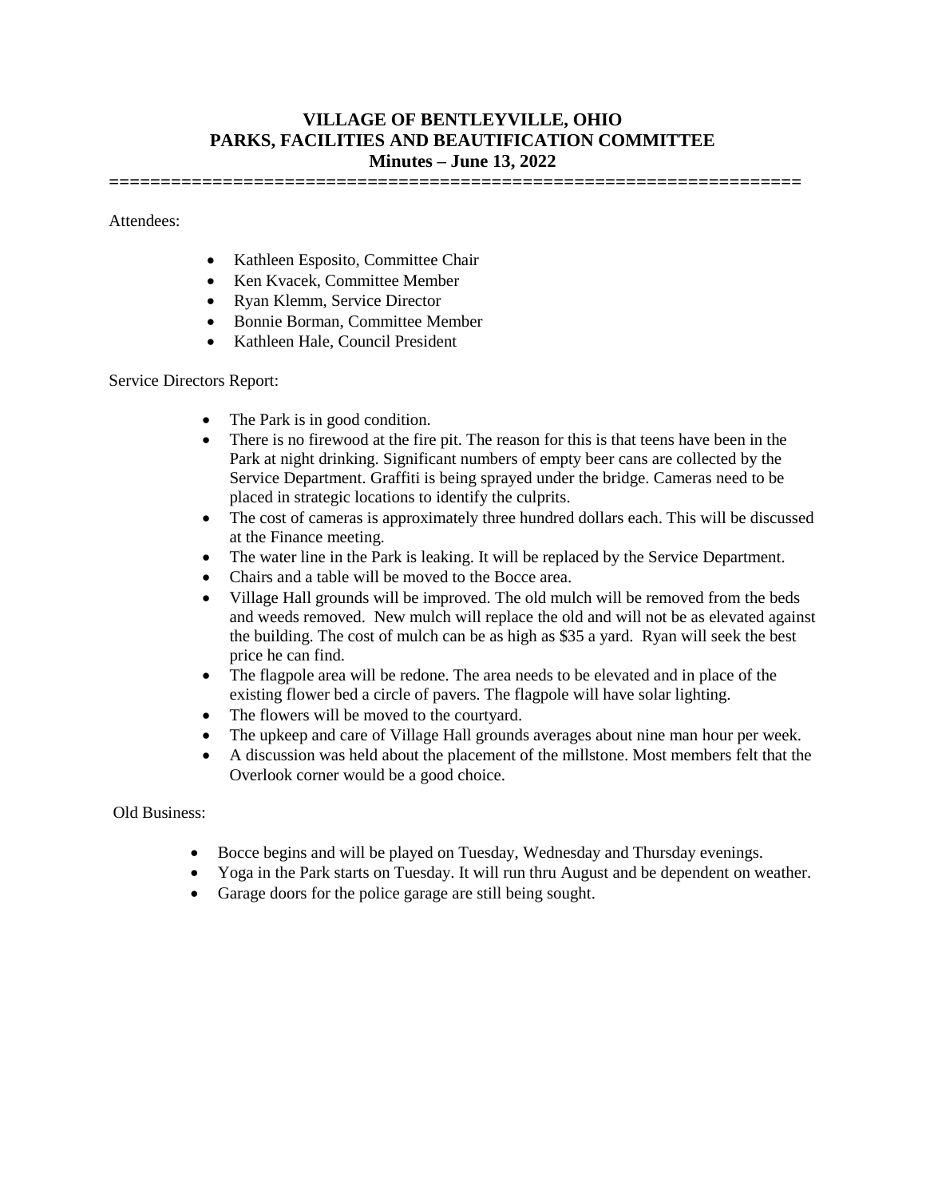# VILLAGE OF BENTLEYVILLE, OHIO
# PARKS, FACILITIES AND BEAUTIFICATION COMMITTEE
## Minutes – June 13, 2022

==================================================================

Attendees:

- Kathleen Esposito, Committee Chair
- Ken Kvacek, Committee Member
- Ryan Klemm, Service Director
- Bonnie Borman, Committee Member
- Kathleen Hale, Council President

Service Directors Report:

- The Park is in good condition.
- There is no firewood at the fire pit. The reason for this is that teens have been in the Park at night drinking. Significant numbers of empty beer cans are collected by the Service Department. Graffiti is being sprayed under the bridge. Cameras need to be placed in strategic locations to identify the culprits.
- The cost of cameras is approximately three hundred dollars each. This will be discussed at the Finance meeting.
- The water line in the Park is leaking. It will be replaced by the Service Department.
- Chairs and a table will be moved to the Bocce area.
- Village Hall grounds will be improved. The old mulch will be removed from the beds and weeds removed. New mulch will replace the old and will not be as elevated against the building. The cost of mulch can be as high as $35 a yard. Ryan will seek the best price he can find.
- The flagpole area will be redone. The area needs to be elevated and in place of the existing flower bed a circle of pavers. The flagpole will have solar lighting.
- The flowers will be moved to the courtyard.
- The upkeep and care of Village Hall grounds averages about nine man hour per week.
- A discussion was held about the placement of the millstone. Most members felt that the Overlook corner would be a good choice.

Old Business:

- Bocce begins and will be played on Tuesday, Wednesday and Thursday evenings.
- Yoga in the Park starts on Tuesday. It will run thru August and be dependent on weather.
- Garage doors for the police garage are still being sought.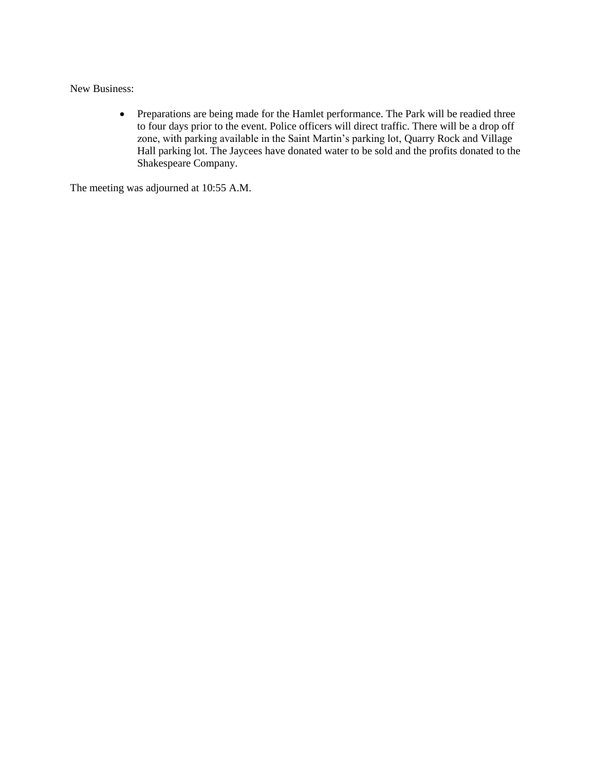New Business:

- Preparations are being made for the Hamlet performance. The Park will be readied three to four days prior to the event. Police officers will direct traffic. There will be a drop off zone, with parking available in the Saint Martin's parking lot, Quarry Rock and Village Hall parking lot. The Jaycees have donated water to be sold and the profits donated to the Shakespeare Company.

The meeting was adjourned at 10:55 A.M.